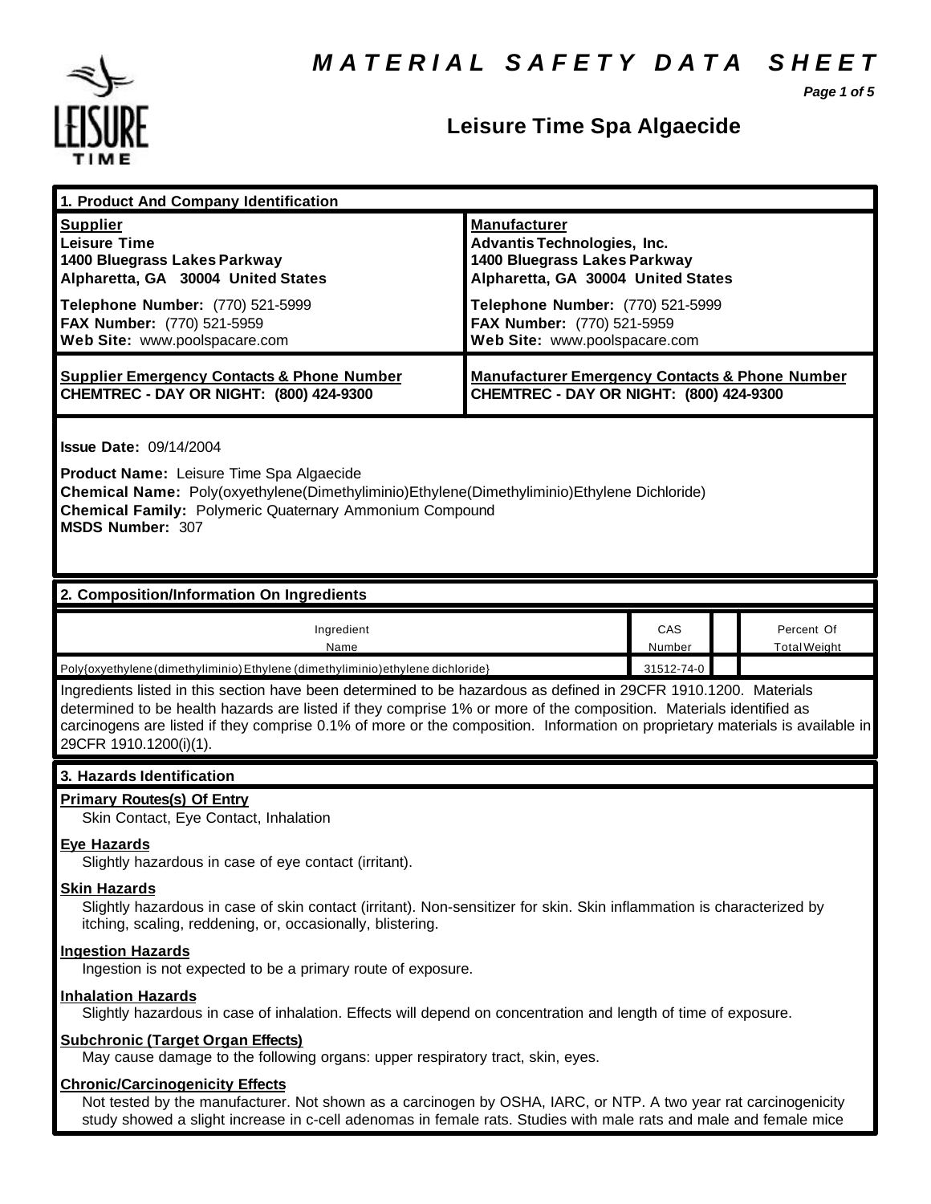# MATERIAL SAFETY DATA SHEET

## Leisure Time Spa Algaecide

### 1. Product And Company Identification

| **Supplier** | **Manufacturer** |
|---|---|
| **Leisure Time**<br>**1400 Bluegrass Lakes Parkway**<br>**Alpharetta, GA 30004 United States** | **Advantis Technologies, Inc.**<br>**1400 Bluegrass Lakes Parkway**<br>**Alpharetta, GA 30004 United States** |
| **Telephone Number:** (770) 521-5999<br>**FAX Number:** (770) 521-5959<br>**Web Site:** www.poolspacare.com | **Telephone Number:** (770) 521-5999<br>**FAX Number:** (770) 521-5959<br>**Web Site:** www.poolspacare.com |
| **Supplier Emergency Contacts & Phone Number**<br>**CHEMTREC - DAY OR NIGHT: (800) 424-9300** | **Manufacturer Emergency Contacts & Phone Number**<br>**CHEMTREC - DAY OR NIGHT: (800) 424-9300** |

**Issue Date:** 09/14/2004

**Product Name:** Leisure Time Spa Algaecide
**Chemical Name:** Poly(oxyethylene(Dimethyliminio)Ethylene(Dimethyliminio)Ethylene Dichloride)
**Chemical Family:** Polymeric Quaternary Ammonium Compound
**MSDS Number:** 307

### 2. Composition/Information On Ingredients

| Ingredient Name | CAS Number | | Percent Of Total Weight |
|---|---|---|---|
| Poly{oxyethylene(dimethyliminio)Ethylene (dimethyliminio)ethylene dichloride} | 31512-74-0 | | |

Ingredients listed in this section have been determined to be hazardous as defined in 29CFR 1910.1200. Materials determined to be health hazards are listed if they comprise 1% or more of the composition. Materials identified as carcinogens are listed if they comprise 0.1% of more or the composition. Information on proprietary materials is available in 29CFR 1910.1200(i)(1).

### 3. Hazards Identification

**Primary Routes(s) Of Entry**
Skin Contact, Eye Contact, Inhalation

**Eye Hazards**
Slightly hazardous in case of eye contact (irritant).

**Skin Hazards**
Slightly hazardous in case of skin contact (irritant). Non-sensitizer for skin. Skin inflammation is characterized by itching, scaling, reddening, or, occasionally, blistering.

**Ingestion Hazards**
Ingestion is not expected to be a primary route of exposure.

**Inhalation Hazards**
Slightly hazardous in case of inhalation. Effects will depend on concentration and length of time of exposure.

**Subchronic (Target Organ Effects)**
May cause damage to the following organs: upper respiratory tract, skin, eyes.

**Chronic/Carcinogenicity Effects**
Not tested by the manufacturer. Not shown as a carcinogen by OSHA, IARC, or NTP. A two year rat carcinogenicity study showed a slight increase in c-cell adenomas in female rats. Studies with male rats and male and female mice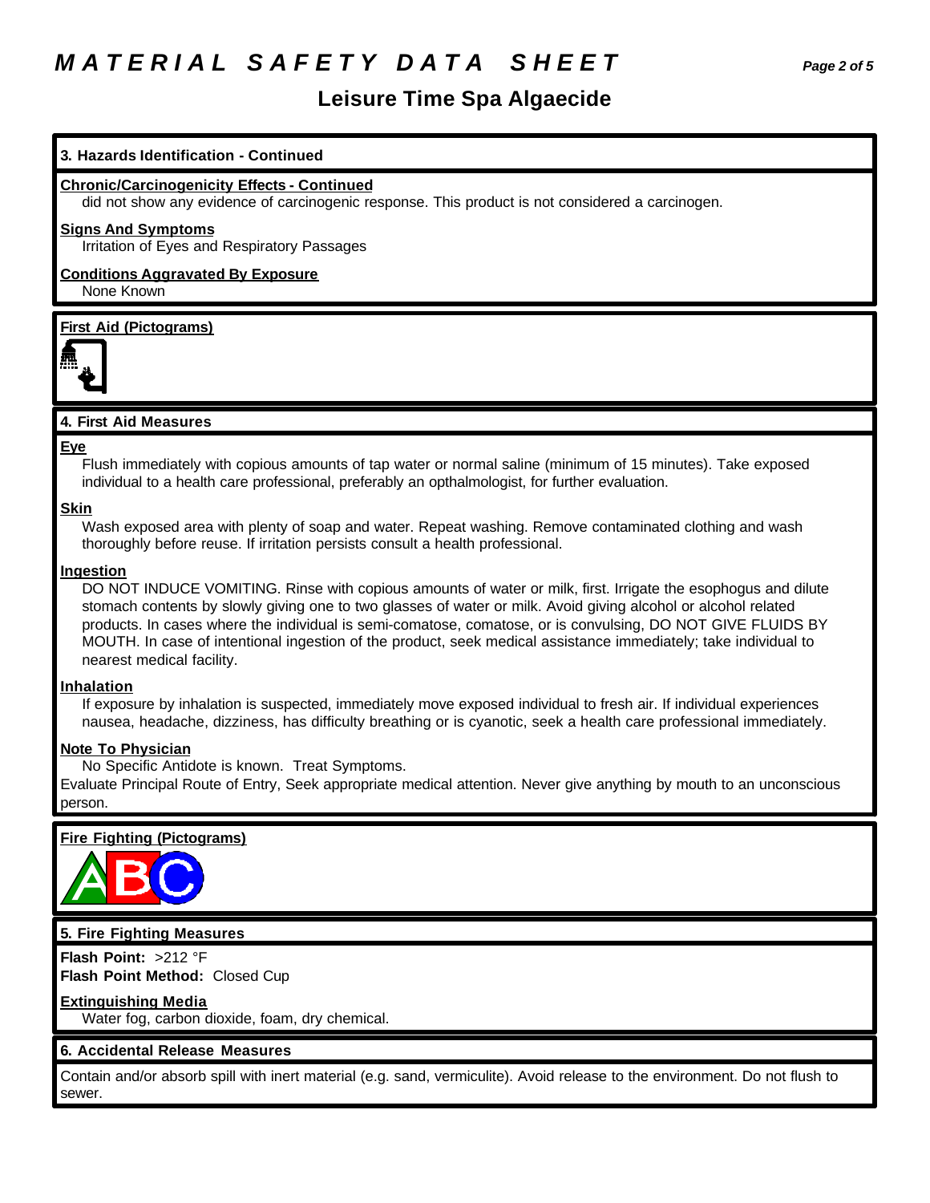## 3. Hazards Identification - Continued

**Chronic/Carcinogenicity Effects - Continued**

did not show any evidence of carcinogenic response. This product is not considered a carcinogen.

**Signs And Symptoms**

Irritation of Eyes and Respiratory Passages

**Conditions Aggravated By Exposure**

None Known

**First Aid (Pictograms)**

## 4. First Aid Measures

**Eye**

Flush immediately with copious amounts of tap water or normal saline (minimum of 15 minutes). Take exposed individual to a health care professional, preferably an opthalmologist, for further evaluation.

**Skin**

Wash exposed area with plenty of soap and water. Repeat washing. Remove contaminated clothing and wash thoroughly before reuse. If irritation persists consult a health professional.

**Ingestion**

DO NOT INDUCE VOMITING. Rinse with copious amounts of water or milk, first. Irrigate the esophogus and dilute stomach contents by slowly giving one to two glasses of water or milk. Avoid giving alcohol or alcohol related products. In cases where the individual is semi-comatose, comatose, or is convulsing, DO NOT GIVE FLUIDS BY MOUTH. In case of intentional ingestion of the product, seek medical assistance immediately; take individual to nearest medical facility.

**Inhalation**

If exposure by inhalation is suspected, immediately move exposed individual to fresh air. If individual experiences nausea, headache, dizziness, has difficulty breathing or is cyanotic, seek a health care professional immediately.

**Note To Physician**

No Specific Antidote is known. Treat Symptoms.

Evaluate Principal Route of Entry, Seek appropriate medical attention. Never give anything by mouth to an unconscious person.

**Fire Fighting (Pictograms)**

## 5. Fire Fighting Measures

**Flash Point:** >212 °F

**Flash Point Method:** Closed Cup

**Extinguishing Media**

Water fog, carbon dioxide, foam, dry chemical.

## 6. Accidental Release Measures

Contain and/or absorb spill with inert material (e.g. sand, vermiculite). Avoid release to the environment. Do not flush to sewer.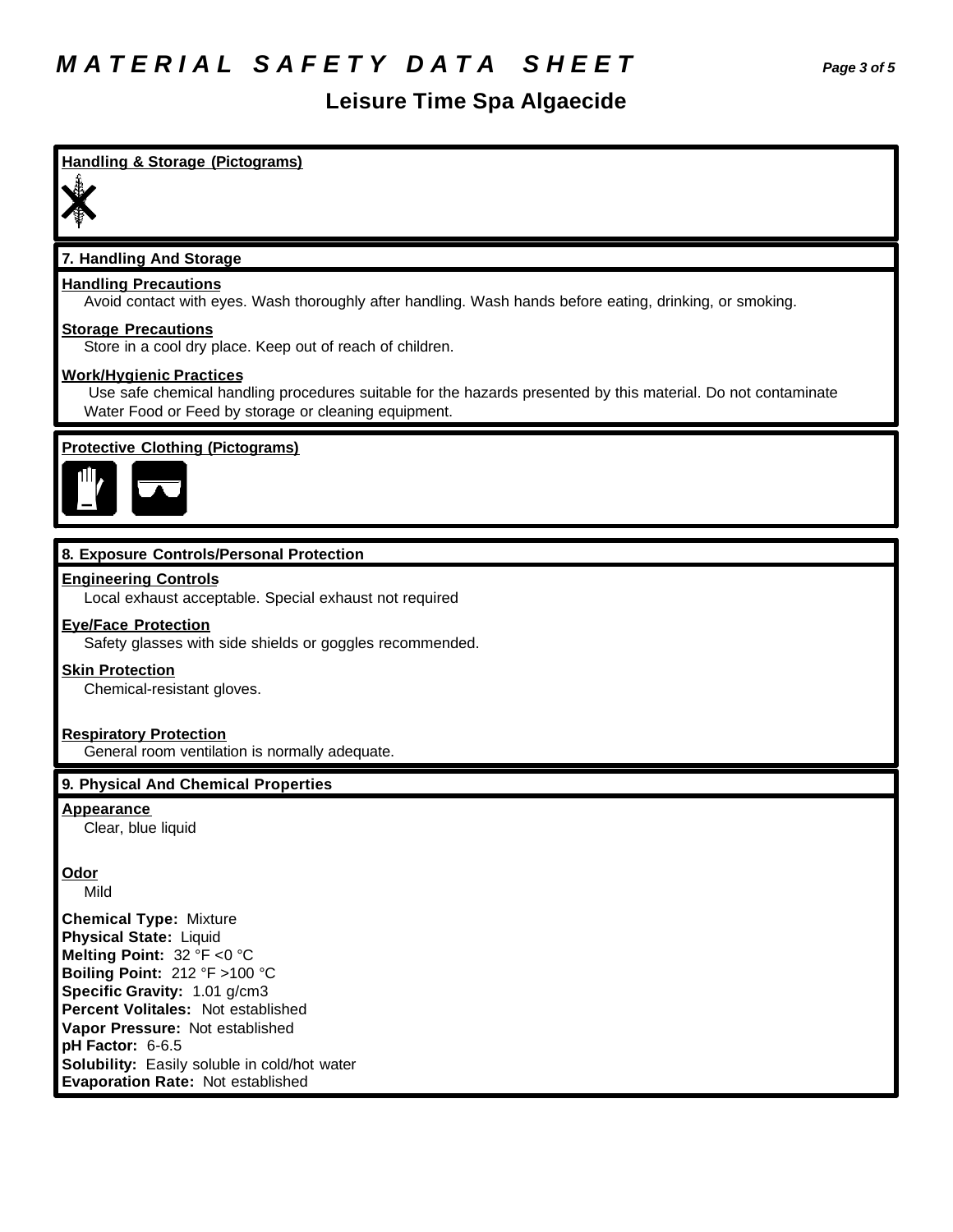# MATERIAL SAFETY DATA SHEET

## Leisure Time Spa Algaecide

**Handling & Storage (Pictograms)**

### 7. Handling And Storage

**Handling Precautions**

Avoid contact with eyes. Wash thoroughly after handling. Wash hands before eating, drinking, or smoking.

**Storage Precautions**

Store in a cool dry place. Keep out of reach of children.

**Work/Hygienic Practices**

Use safe chemical handling procedures suitable for the hazards presented by this material. Do not contaminate Water Food or Feed by storage or cleaning equipment.

**Protective Clothing (Pictograms)**

### 8. Exposure Controls/Personal Protection

**Engineering Controls**

Local exhaust acceptable. Special exhaust not required

**Eye/Face Protection**

Safety glasses with side shields or goggles recommended.

**Skin Protection**

Chemical-resistant gloves.

**Respiratory Protection**

General room ventilation is normally adequate.

### 9. Physical And Chemical Properties

**Appearance**

Clear, blue liquid

**Odor**

Mild

**Chemical Type:** Mixture
**Physical State:** Liquid
**Melting Point:** 32 °F <0 °C
**Boiling Point:** 212 °F >100 °C
**Specific Gravity:** 1.01 g/cm3
**Percent Volitales:** Not established
**Vapor Pressure:** Not established
**pH Factor:** 6-6.5
**Solubility:** Easily soluble in cold/hot water
**Evaporation Rate:** Not established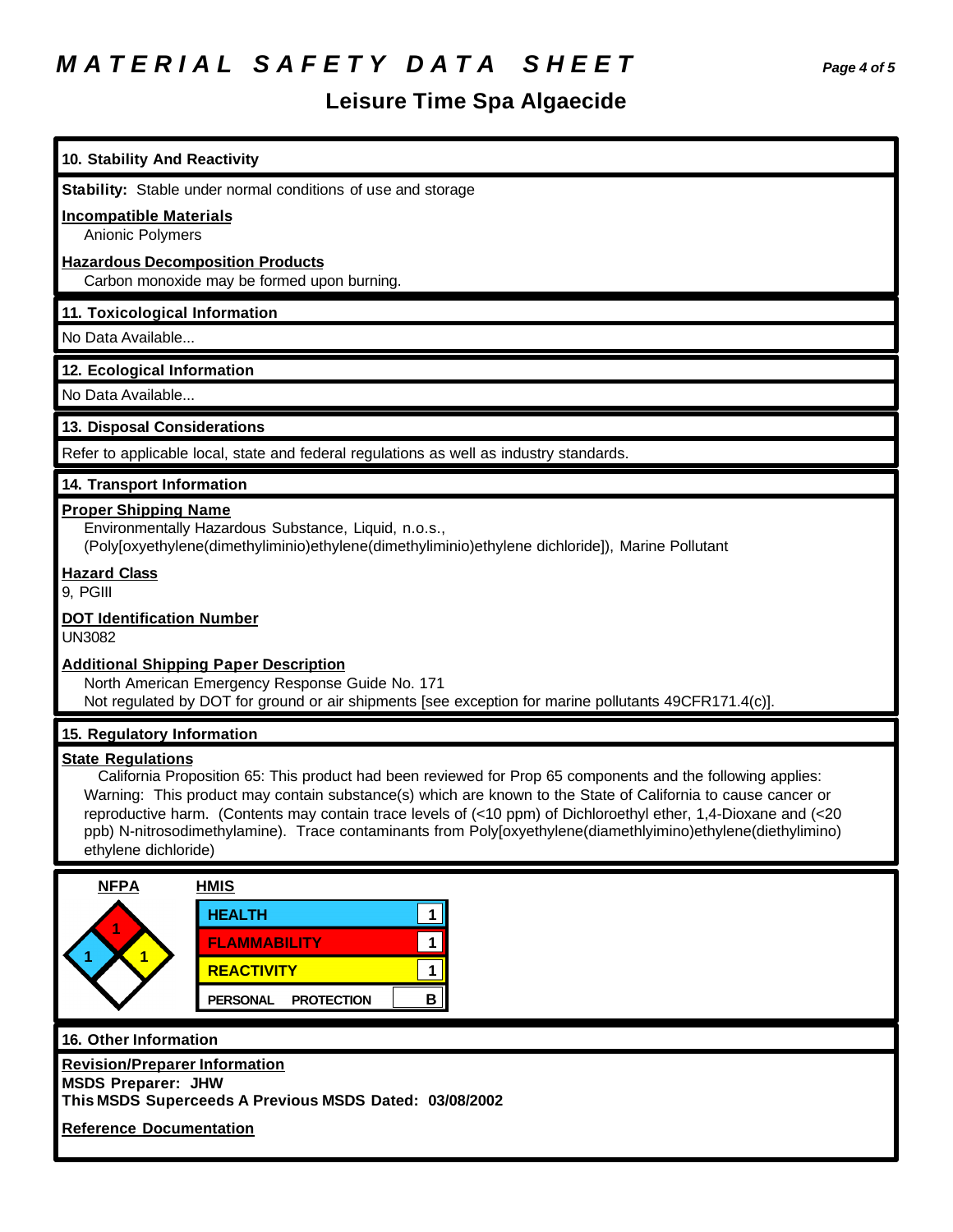# MATERIAL SAFETY DATA SHEET

## Leisure Time Spa Algaecide

### 10. Stability And Reactivity

**Stability:** Stable under normal conditions of use and storage

**Incompatible Materials**

Anionic Polymers

**Hazardous Decomposition Products**

Carbon monoxide may be formed upon burning.

### 11. Toxicological Information

No Data Available...

### 12. Ecological Information

No Data Available...

### 13. Disposal Considerations

Refer to applicable local, state and federal regulations as well as industry standards.

### 14. Transport Information

**Proper Shipping Name**

Environmentally Hazardous Substance, Liquid, n.o.s., (Poly[oxyethylene(dimethyliminio)ethylene(dimethyliminio)ethylene dichloride]), Marine Pollutant

**Hazard Class**

9, PGIII

**DOT Identification Number**

UN3082

**Additional Shipping Paper Description**

North American Emergency Response Guide No. 171

Not regulated by DOT for ground or air shipments [see exception for marine pollutants 49CFR171.4(c)].

### 15. Regulatory Information

**State Regulations**

California Proposition 65: This product had been reviewed for Prop 65 components and the following applies: Warning: This product may contain substance(s) which are known to the State of California to cause cancer or reproductive harm. (Contents may contain trace levels of (<10 ppm) of Dichloroethyl ether, 1,4-Dioxane and (<20 ppb) N-nitrosodimethylamine). Trace contaminants from Poly[oxyethylene(diamethlyimino)ethylene(diethylimino) ethylene dichloride)

**NFPA**

Flammability: 1
Health: 1
Reactivity: 1

**HMIS**

| HMIS | Rating |
|---|---|
| HEALTH | 1 |
| FLAMMABILITY | 1 |
| REACTIVITY | 1 |
| PERSONAL PROTECTION | B |

### 16. Other Information

**Revision/Preparer Information**

**MSDS Preparer: JHW**

**This MSDS Superceeds A Previous MSDS Dated: 03/08/2002**

**Reference Documentation**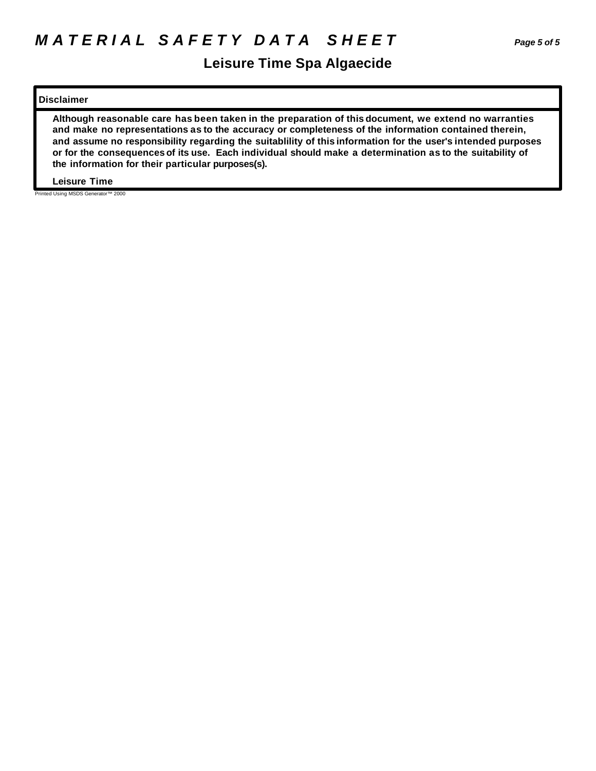# Leisure Time Spa Algaecide

## Disclaimer

**Although reasonable care has been taken in the preparation of this document, we extend no warranties and make no representations as to the accuracy or completeness of the information contained therein, and assume no responsibility regarding the suitablility of this information for the user's intended purposes or for the consequences of its use. Each individual should make a determination as to the suitability of the information for their particular purposes(s).**

**Leisure Time**

Printed Using MSDS Generator™ 2000